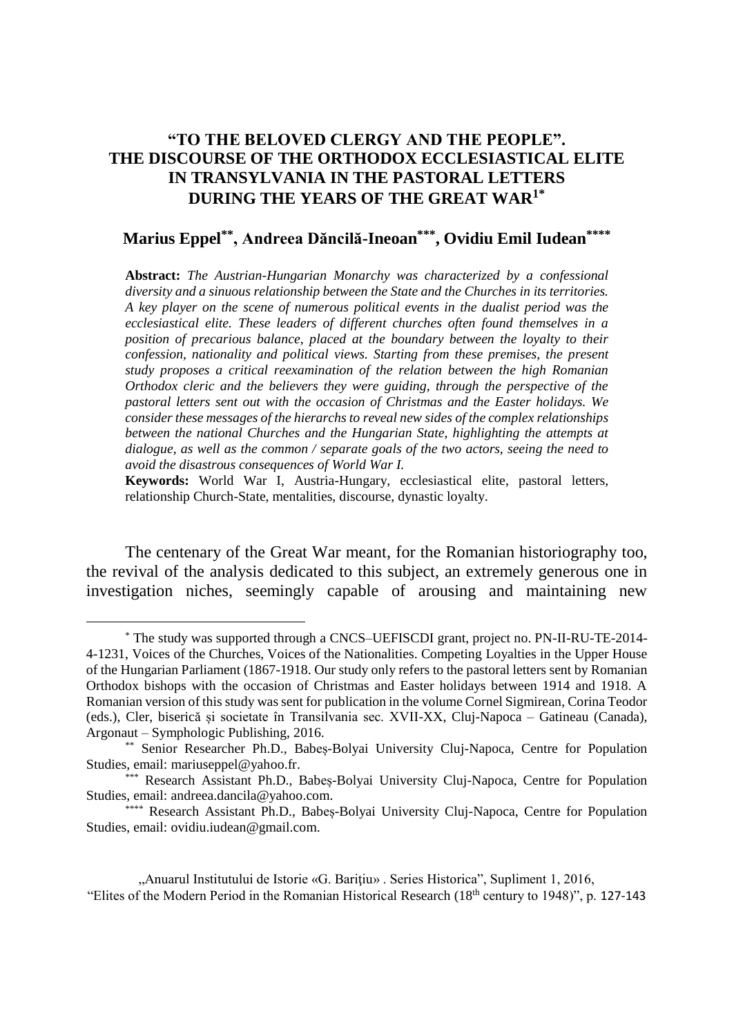# "TO THE BELOVED CLERGY AND THE PEOPLE". THE DISCOURSE OF THE ORTHODOX ECCLESIASTICAL ELITE IN TRANSYLVANIA IN THE PASTORAL LETTERS DURING THE YEARS OF THE GREAT WAR[1*]

**Marius Eppel[**], Andreea Dăncilă-Ineoan[***], Ovidiu Emil Iudean[****]**

**Abstract:** *The Austrian-Hungarian Monarchy was characterized by a confessional diversity and a sinuous relationship between the State and the Churches in its territories. A key player on the scene of numerous political events in the dualist period was the ecclesiastical elite. These leaders of different churches often found themselves in a position of precarious balance, placed at the boundary between the loyalty to their confession, nationality and political views. Starting from these premises, the present study proposes a critical reexamination of the relation between the high Romanian Orthodox cleric and the believers they were guiding, through the perspective of the pastoral letters sent out with the occasion of Christmas and the Easter holidays. We consider these messages of the hierarchs to reveal new sides of the complex relationships between the national Churches and the Hungarian State, highlighting the attempts at dialogue, as well as the common / separate goals of the two actors, seeing the need to avoid the disastrous consequences of World War I.*

**Keywords:** World War I, Austria-Hungary, ecclesiastical elite, pastoral letters, relationship Church-State, mentalities, discourse, dynastic loyalty.

The centenary of the Great War meant, for the Romanian historiography too, the revival of the analysis dedicated to this subject, an extremely generous one in investigation niches, seemingly capable of arousing and maintaining new

---

[*] The study was supported through a CNCS–UEFISCDI grant, project no. PN-II-RU-TE-2014-4-1231, Voices of the Churches, Voices of the Nationalities. Competing Loyalties in the Upper House of the Hungarian Parliament (1867-1918. Our study only refers to the pastoral letters sent by Romanian Orthodox bishops with the occasion of Christmas and Easter holidays between 1914 and 1918. A Romanian version of this study was sent for publication in the volume Cornel Sigmirean, Corina Teodor (eds.), Cler, biserică și societate în Transilvania sec. XVII-XX, Cluj-Napoca – Gatineau (Canada), Argonaut – Symphologic Publishing, 2016.

[**] Senior Researcher Ph.D., Babeș-Bolyai University Cluj-Napoca, Centre for Population Studies, email: mariuseppel@yahoo.fr.

[***] Research Assistant Ph.D., Babeș-Bolyai University Cluj-Napoca, Centre for Population Studies, email: andreea.dancila@yahoo.com.

[****] Research Assistant Ph.D., Babeș-Bolyai University Cluj-Napoca, Centre for Population Studies, email: ovidiu.iudean@gmail.com.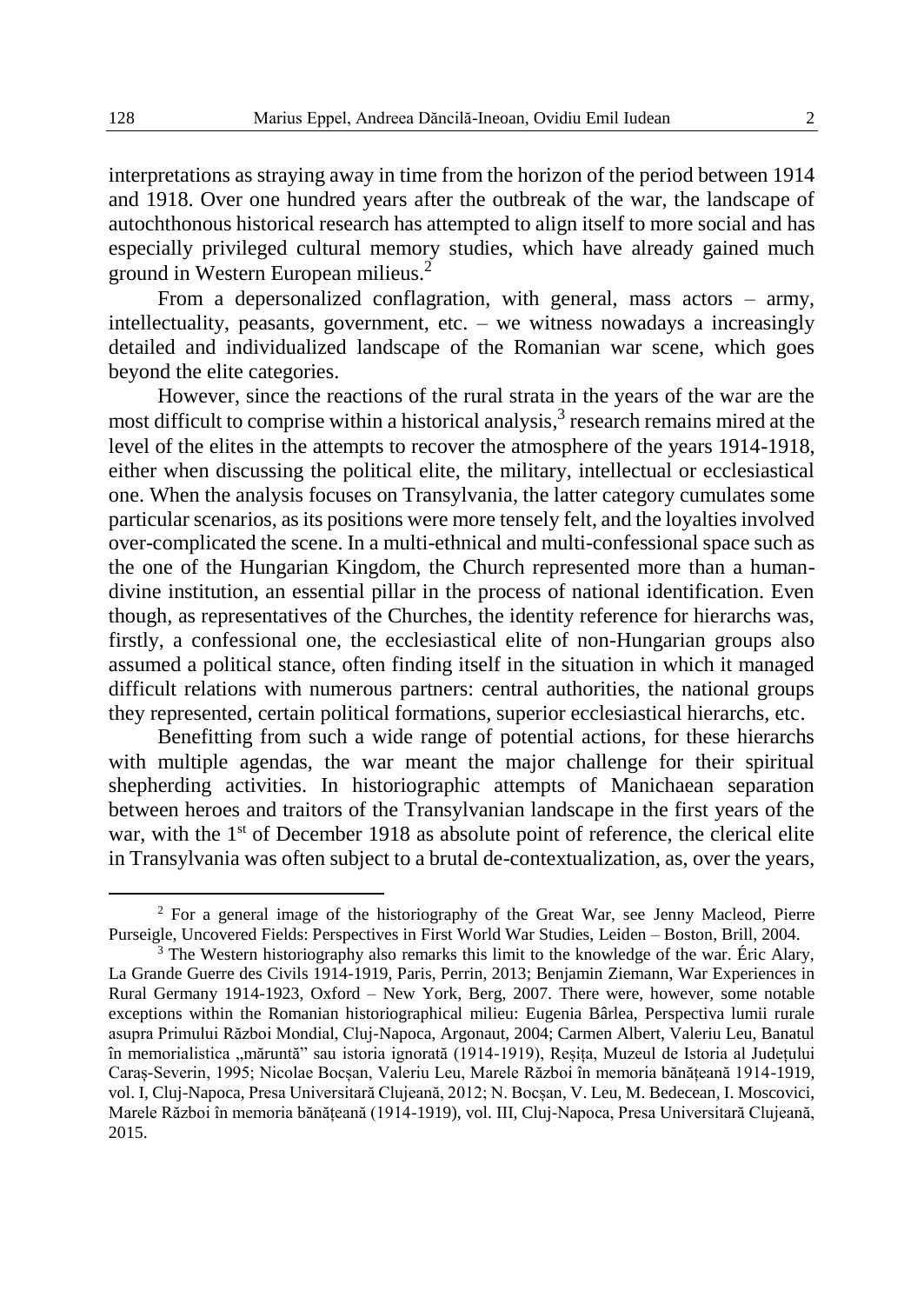interpretations as straying away in time from the horizon of the period between 1914 and 1918. Over one hundred years after the outbreak of the war, the landscape of autochthonous historical research has attempted to align itself to more social and has especially privileged cultural memory studies, which have already gained much ground in Western European milieus.[2]

From a depersonalized conflagration, with general, mass actors – army, intellectuality, peasants, government, etc. – we witness nowadays a increasingly detailed and individualized landscape of the Romanian war scene, which goes beyond the elite categories.

However, since the reactions of the rural strata in the years of the war are the most difficult to comprise within a historical analysis,[3] research remains mired at the level of the elites in the attempts to recover the atmosphere of the years 1914-1918, either when discussing the political elite, the military, intellectual or ecclesiastical one. When the analysis focuses on Transylvania, the latter category cumulates some particular scenarios, as its positions were more tensely felt, and the loyalties involved over-complicated the scene. In a multi-ethnical and multi-confessional space such as the one of the Hungarian Kingdom, the Church represented more than a human-divine institution, an essential pillar in the process of national identification. Even though, as representatives of the Churches, the identity reference for hierarchs was, firstly, a confessional one, the ecclesiastical elite of non-Hungarian groups also assumed a political stance, often finding itself in the situation in which it managed difficult relations with numerous partners: central authorities, the national groups they represented, certain political formations, superior ecclesiastical hierarchs, etc.

Benefitting from such a wide range of potential actions, for these hierarchs with multiple agendas, the war meant the major challenge for their spiritual shepherding activities. In historiographic attempts of Manichaean separation between heroes and traitors of the Transylvanian landscape in the first years of the war, with the 1st of December 1918 as absolute point of reference, the clerical elite in Transylvania was often subject to a brutal de-contextualization, as, over the years,

---

[2] For a general image of the historiography of the Great War, see Jenny Macleod, Pierre Purseigle, Uncovered Fields: Perspectives in First World War Studies, Leiden – Boston, Brill, 2004.

[3] The Western historiography also remarks this limit to the knowledge of the war. Éric Alary, La Grande Guerre des Civils 1914-1919, Paris, Perrin, 2013; Benjamin Ziemann, War Experiences in Rural Germany 1914-1923, Oxford – New York, Berg, 2007. There were, however, some notable exceptions within the Romanian historiographical milieu: Eugenia Bârlea, Perspectiva lumii rurale asupra Primului Război Mondial, Cluj-Napoca, Argonaut, 2004; Carmen Albert, Valeriu Leu, Banatul în memorialistica „măruntă" sau istoria ignorată (1914-1919), Reșița, Muzeul de Istoria al Județului Caraș-Severin, 1995; Nicolae Bocșan, Valeriu Leu, Marele Război în memoria bănățeană 1914-1919, vol. I, Cluj-Napoca, Presa Universitară Clujeană, 2012; N. Bocșan, V. Leu, M. Bedecean, I. Moscovici, Marele Război în memoria bănățeană (1914-1919), vol. III, Cluj-Napoca, Presa Universitară Clujeană, 2015.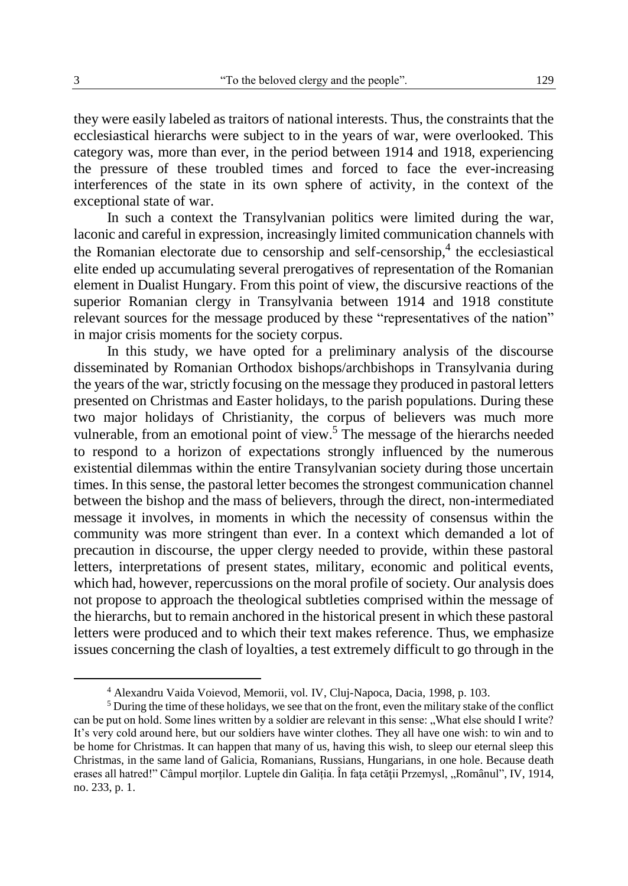they were easily labeled as traitors of national interests. Thus, the constraints that the ecclesiastical hierarchs were subject to in the years of war, were overlooked. This category was, more than ever, in the period between 1914 and 1918, experiencing the pressure of these troubled times and forced to face the ever-increasing interferences of the state in its own sphere of activity, in the context of the exceptional state of war.

In such a context the Transylvanian politics were limited during the war, laconic and careful in expression, increasingly limited communication channels with the Romanian electorate due to censorship and self-censorship,[4] the ecclesiastical elite ended up accumulating several prerogatives of representation of the Romanian element in Dualist Hungary. From this point of view, the discursive reactions of the superior Romanian clergy in Transylvania between 1914 and 1918 constitute relevant sources for the message produced by these "representatives of the nation" in major crisis moments for the society corpus.

In this study, we have opted for a preliminary analysis of the discourse disseminated by Romanian Orthodox bishops/archbishops in Transylvania during the years of the war, strictly focusing on the message they produced in pastoral letters presented on Christmas and Easter holidays, to the parish populations. During these two major holidays of Christianity, the corpus of believers was much more vulnerable, from an emotional point of view.[5] The message of the hierarchs needed to respond to a horizon of expectations strongly influenced by the numerous existential dilemmas within the entire Transylvanian society during those uncertain times. In this sense, the pastoral letter becomes the strongest communication channel between the bishop and the mass of believers, through the direct, non-intermediated message it involves, in moments in which the necessity of consensus within the community was more stringent than ever. In a context which demanded a lot of precaution in discourse, the upper clergy needed to provide, within these pastoral letters, interpretations of present states, military, economic and political events, which had, however, repercussions on the moral profile of society. Our analysis does not propose to approach the theological subtleties comprised within the message of the hierarchs, but to remain anchored in the historical present in which these pastoral letters were produced and to which their text makes reference. Thus, we emphasize issues concerning the clash of loyalties, a test extremely difficult to go through in the

[4] Alexandru Vaida Voievod, Memorii, vol. IV, Cluj-Napoca, Dacia, 1998, p. 103.

[5] During the time of these holidays, we see that on the front, even the military stake of the conflict can be put on hold. Some lines written by a soldier are relevant in this sense: „What else should I write? It's very cold around here, but our soldiers have winter clothes. They all have one wish: to win and to be home for Christmas. It can happen that many of us, having this wish, to sleep our eternal sleep this Christmas, in the same land of Galicia, Romanians, Russians, Hungarians, in one hole. Because death erases all hatred!" Câmpul morților. Luptele din Galiția. În fața cetății Przemysl, „Românul", IV, 1914, no. 233, p. 1.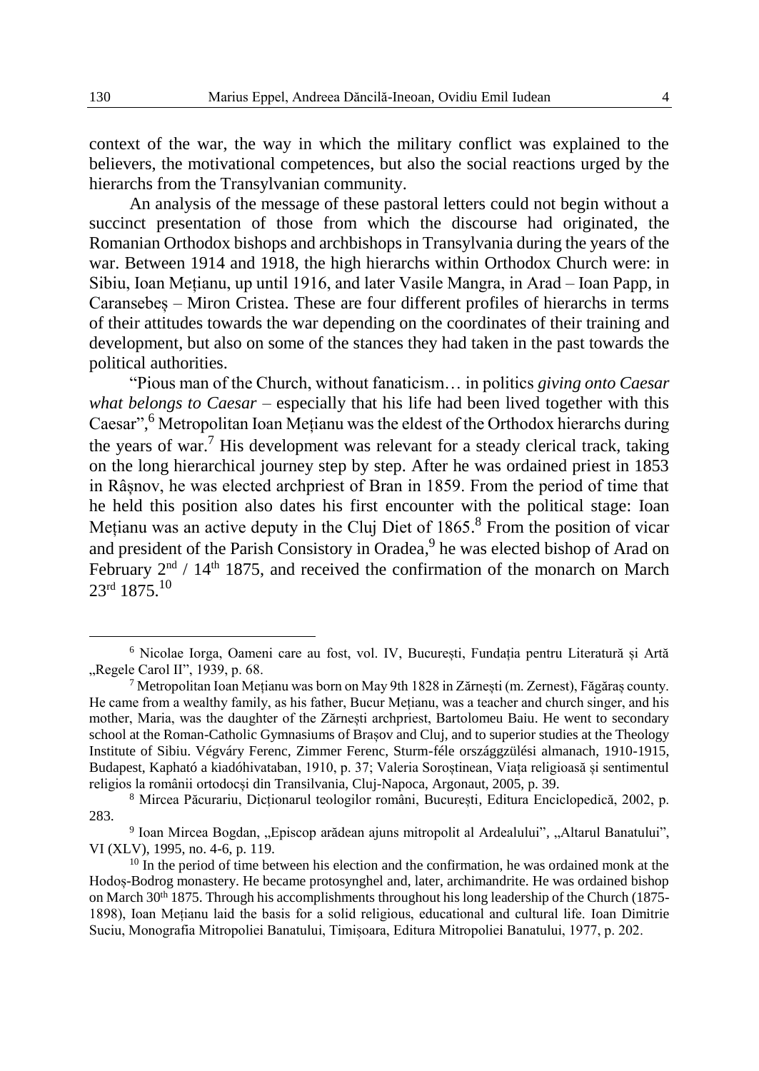context of the war, the way in which the military conflict was explained to the believers, the motivational competences, but also the social reactions urged by the hierarchs from the Transylvanian community.

An analysis of the message of these pastoral letters could not begin without a succinct presentation of those from which the discourse had originated, the Romanian Orthodox bishops and archbishops in Transylvania during the years of the war. Between 1914 and 1918, the high hierarchs within Orthodox Church were: in Sibiu, Ioan Mețianu, up until 1916, and later Vasile Mangra, in Arad – Ioan Papp, in Caransebeș – Miron Cristea. These are four different profiles of hierarchs in terms of their attitudes towards the war depending on the coordinates of their training and development, but also on some of the stances they had taken in the past towards the political authorities.

"Pious man of the Church, without fanaticism… in politics *giving onto Caesar what belongs to Caesar* – especially that his life had been lived together with this Caesar",[6] Metropolitan Ioan Mețianu was the eldest of the Orthodox hierarchs during the years of war.[7] His development was relevant for a steady clerical track, taking on the long hierarchical journey step by step. After he was ordained priest in 1853 in Râșnov, he was elected archpriest of Bran in 1859. From the period of time that he held this position also dates his first encounter with the political stage: Ioan Mețianu was an active deputy in the Cluj Diet of 1865.[8] From the position of vicar and president of the Parish Consistory in Oradea,[9] he was elected bishop of Arad on February 2nd / 14th 1875, and received the confirmation of the monarch on March 23rd 1875.[10]

---

[6] Nicolae Iorga, Oameni care au fost, vol. IV, București, Fundația pentru Literatură și Artă „Regele Carol II", 1939, p. 68.

[7] Metropolitan Ioan Mețianu was born on May 9th 1828 in Zărnești (m. Zernest), Făgăraș county. He came from a wealthy family, as his father, Bucur Mețianu, was a teacher and church singer, and his mother, Maria, was the daughter of the Zărnești archpriest, Bartolomeu Baiu. He went to secondary school at the Roman-Catholic Gymnasiums of Brașov and Cluj, and to superior studies at the Theology Institute of Sibiu. Végváry Ferenc, Zimmer Ferenc, Sturm-féle országgzülési almanach, 1910-1915, Budapest, Kapható a kiadóhivataban, 1910, p. 37; Valeria Soroștinean, Viața religioasă și sentimentul religios la românii ortodocși din Transilvania, Cluj-Napoca, Argonaut, 2005, p. 39.

[8] Mircea Păcurariu, Dicționarul teologilor români, București, Editura Enciclopedică, 2002, p. 283.

[9] Ioan Mircea Bogdan, „Episcop arădean ajuns mitropolit al Ardealului", „Altarul Banatului", VI (XLV), 1995, no. 4-6, p. 119.

[10] In the period of time between his election and the confirmation, he was ordained monk at the Hodoș-Bodrog monastery. He became protosynghel and, later, archimandrite. He was ordained bishop on March 30th 1875. Through his accomplishments throughout his long leadership of the Church (1875-1898), Ioan Mețianu laid the basis for a solid religious, educational and cultural life. Ioan Dimitrie Suciu, Monografia Mitropoliei Banatului, Timișoara, Editura Mitropoliei Banatului, 1977, p. 202.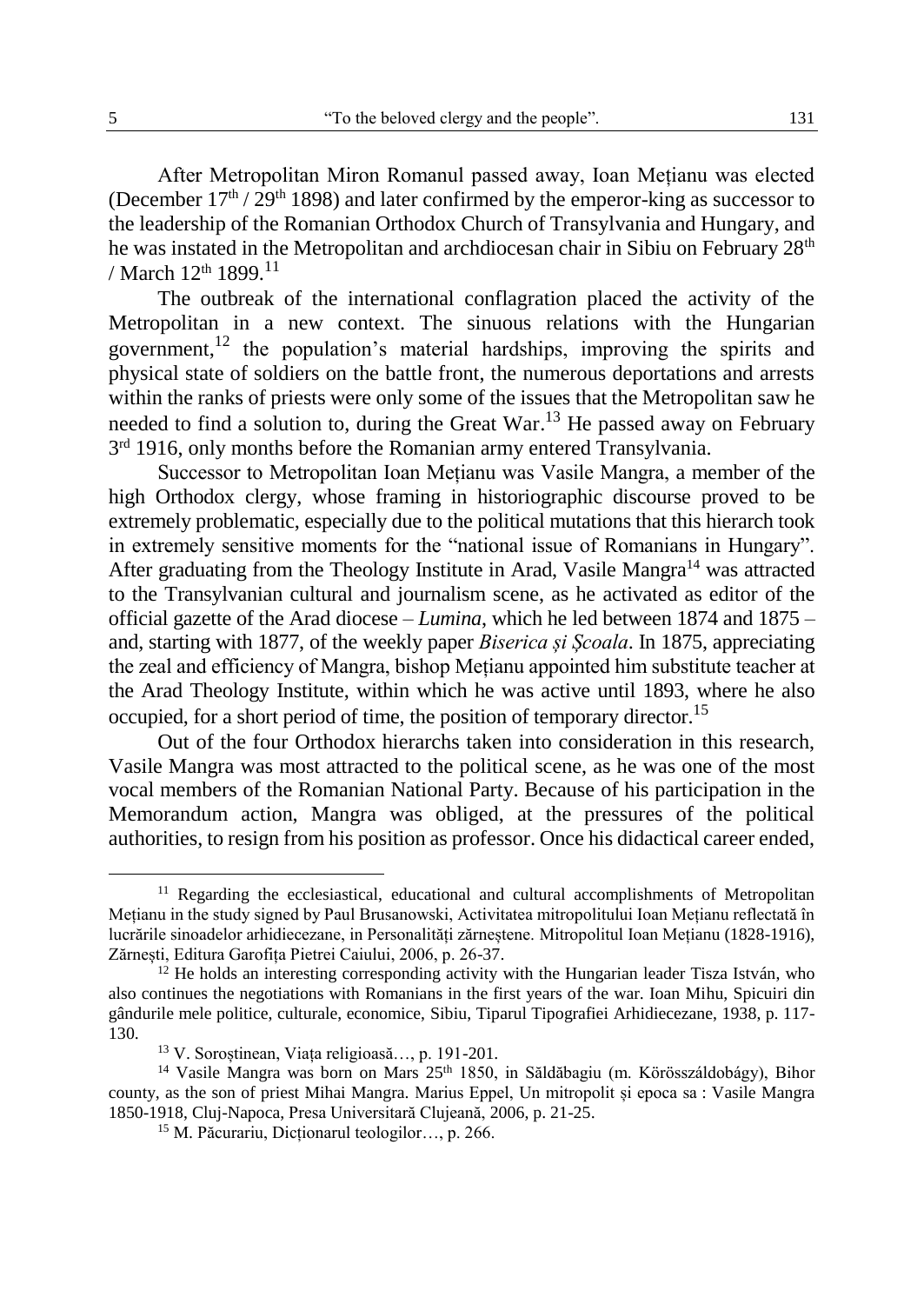After Metropolitan Miron Romanul passed away, Ioan Mețianu was elected (December 17th / 29th 1898) and later confirmed by the emperor-king as successor to the leadership of the Romanian Orthodox Church of Transylvania and Hungary, and he was instated in the Metropolitan and archdiocesan chair in Sibiu on February 28th / March 12th 1899.[11]

The outbreak of the international conflagration placed the activity of the Metropolitan in a new context. The sinuous relations with the Hungarian government,[12] the population's material hardships, improving the spirits and physical state of soldiers on the battle front, the numerous deportations and arrests within the ranks of priests were only some of the issues that the Metropolitan saw he needed to find a solution to, during the Great War.[13] He passed away on February 3rd 1916, only months before the Romanian army entered Transylvania.

Successor to Metropolitan Ioan Mețianu was Vasile Mangra, a member of the high Orthodox clergy, whose framing in historiographic discourse proved to be extremely problematic, especially due to the political mutations that this hierarch took in extremely sensitive moments for the "national issue of Romanians in Hungary". After graduating from the Theology Institute in Arad, Vasile Mangra[14] was attracted to the Transylvanian cultural and journalism scene, as he activated as editor of the official gazette of the Arad diocese – *Lumina*, which he led between 1874 and 1875 – and, starting with 1877, of the weekly paper *Biserica și Școala*. In 1875, appreciating the zeal and efficiency of Mangra, bishop Mețianu appointed him substitute teacher at the Arad Theology Institute, within which he was active until 1893, where he also occupied, for a short period of time, the position of temporary director.[15]

Out of the four Orthodox hierarchs taken into consideration in this research, Vasile Mangra was most attracted to the political scene, as he was one of the most vocal members of the Romanian National Party. Because of his participation in the Memorandum action, Mangra was obliged, at the pressures of the political authorities, to resign from his position as professor. Once his didactical career ended,

---

[11] Regarding the ecclesiastical, educational and cultural accomplishments of Metropolitan Mețianu in the study signed by Paul Brusanowski, Activitatea mitropolitului Ioan Mețianu reflectată în lucrările sinoadelor arhidiecezane, in Personalități zărneștene. Mitropolitul Ioan Mețianu (1828-1916), Zărnești, Editura Garofița Pietrei Caiului, 2006, p. 26-37.

[12] He holds an interesting corresponding activity with the Hungarian leader Tisza István, who also continues the negotiations with Romanians in the first years of the war. Ioan Mihu, Spicuiri din gândurile mele politice, culturale, economice, Sibiu, Tiparul Tipografiei Arhidiecezane, 1938, p. 117-130.

[13] V. Soroștinean, Viața religioasă…, p. 191-201.

[14] Vasile Mangra was born on Mars 25th 1850, in Săldăbagiu (m. Körösszáldobágy), Bihor county, as the son of priest Mihai Mangra. Marius Eppel, Un mitropolit și epoca sa : Vasile Mangra 1850-1918, Cluj-Napoca, Presa Universitară Clujeană, 2006, p. 21-25.

[15] M. Păcurariu, Dicționarul teologilor…, p. 266.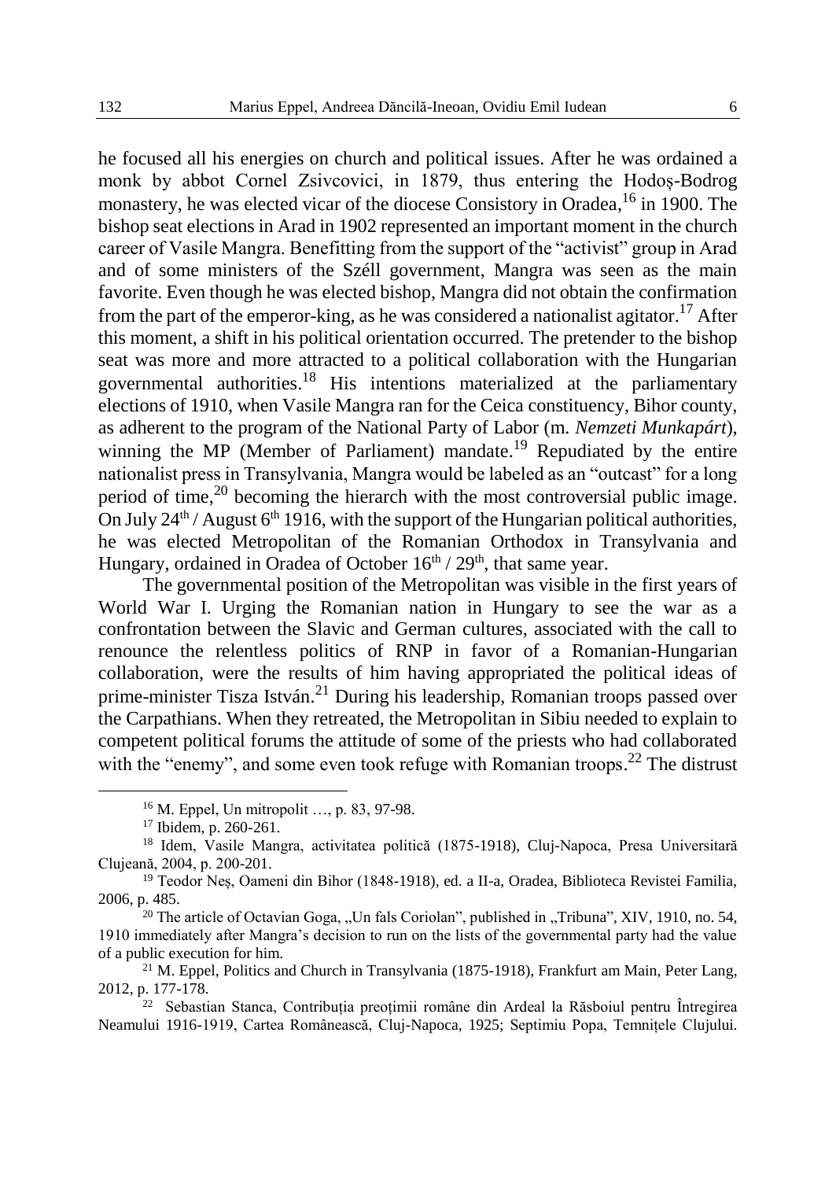he focused all his energies on church and political issues. After he was ordained a monk by abbot Cornel Zsivcovici, in 1879, thus entering the Hodoș-Bodrog monastery, he was elected vicar of the diocese Consistory in Oradea,[16] in 1900. The bishop seat elections in Arad in 1902 represented an important moment in the church career of Vasile Mangra. Benefitting from the support of the "activist" group in Arad and of some ministers of the Széll government, Mangra was seen as the main favorite. Even though he was elected bishop, Mangra did not obtain the confirmation from the part of the emperor-king, as he was considered a nationalist agitator.[17] After this moment, a shift in his political orientation occurred. The pretender to the bishop seat was more and more attracted to a political collaboration with the Hungarian governmental authorities.[18] His intentions materialized at the parliamentary elections of 1910, when Vasile Mangra ran for the Ceica constituency, Bihor county, as adherent to the program of the National Party of Labor (m. *Nemzeti Munkapárt*), winning the MP (Member of Parliament) mandate.[19] Repudiated by the entire nationalist press in Transylvania, Mangra would be labeled as an "outcast" for a long period of time,[20] becoming the hierarch with the most controversial public image. On July 24th / August 6th 1916, with the support of the Hungarian political authorities, he was elected Metropolitan of the Romanian Orthodox in Transylvania and Hungary, ordained in Oradea of October 16th / 29th, that same year.

The governmental position of the Metropolitan was visible in the first years of World War I. Urging the Romanian nation in Hungary to see the war as a confrontation between the Slavic and German cultures, associated with the call to renounce the relentless politics of RNP in favor of a Romanian-Hungarian collaboration, were the results of him having appropriated the political ideas of prime-minister Tisza István.[21] During his leadership, Romanian troops passed over the Carpathians. When they retreated, the Metropolitan in Sibiu needed to explain to competent political forums the attitude of some of the priests who had collaborated with the "enemy", and some even took refuge with Romanian troops.[22] The distrust

---

[16] M. Eppel, Un mitropolit …, p. 83, 97-98.

[17] Ibidem, p. 260-261.

[18] Idem, Vasile Mangra, activitatea politică (1875-1918), Cluj-Napoca, Presa Universitară Clujeană, 2004, p. 200-201.

[19] Teodor Neș, Oameni din Bihor (1848-1918), ed. a II-a, Oradea, Biblioteca Revistei Familia, 2006, p. 485.

[20] The article of Octavian Goga, „Un fals Coriolan", published in „Tribuna", XIV, 1910, no. 54, 1910 immediately after Mangra's decision to run on the lists of the governmental party had the value of a public execution for him.

[21] M. Eppel, Politics and Church in Transylvania (1875-1918), Frankfurt am Main, Peter Lang, 2012, p. 177-178.

[22] Sebastian Stanca, Contribuția preoțimii române din Ardeal la Războiul pentru Întregirea Neamului 1916-1919, Cartea Românească, Cluj-Napoca, 1925; Septimiu Popa, Temnițele Clujului.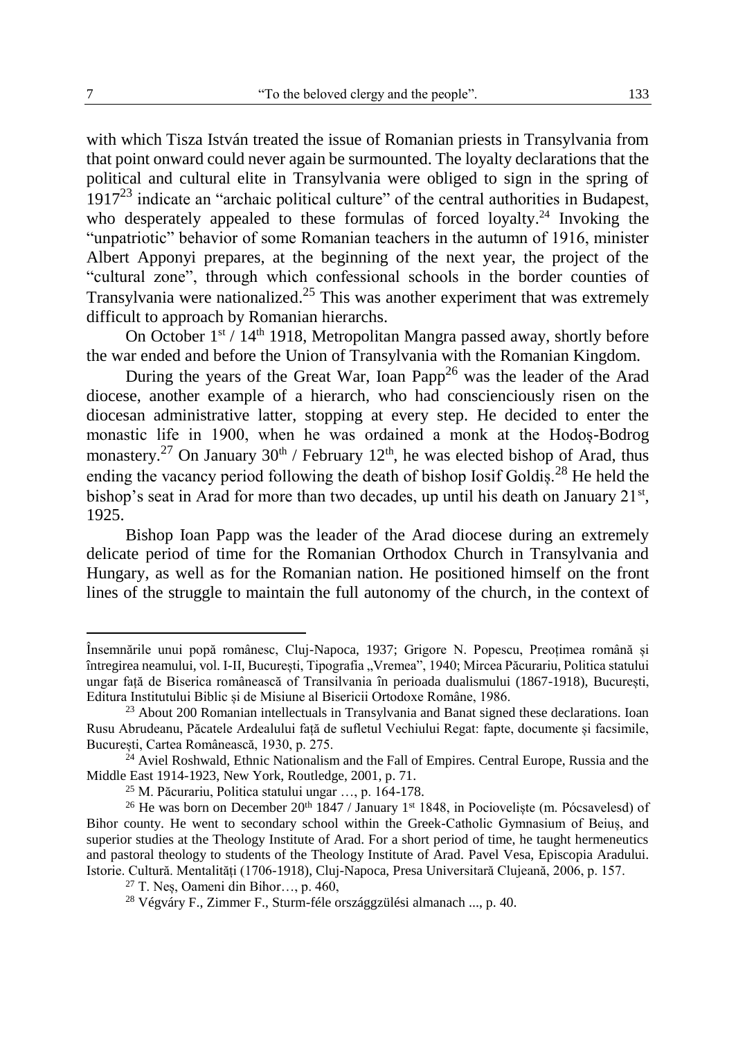with which Tisza István treated the issue of Romanian priests in Transylvania from that point onward could never again be surmounted. The loyalty declarations that the political and cultural elite in Transylvania were obliged to sign in the spring of 1917[23] indicate an "archaic political culture" of the central authorities in Budapest, who desperately appealed to these formulas of forced loyalty.[24] Invoking the "unpatriotic" behavior of some Romanian teachers in the autumn of 1916, minister Albert Apponyi prepares, at the beginning of the next year, the project of the "cultural zone", through which confessional schools in the border counties of Transylvania were nationalized.[25] This was another experiment that was extremely difficult to approach by Romanian hierarchs.

On October 1st / 14th 1918, Metropolitan Mangra passed away, shortly before the war ended and before the Union of Transylvania with the Romanian Kingdom.

During the years of the Great War, Ioan Papp[26] was the leader of the Arad diocese, another example of a hierarch, who had conscienciously risen on the diocesan administrative latter, stopping at every step. He decided to enter the monastic life in 1900, when he was ordained a monk at the Hodoș-Bodrog monastery.[27] On January 30th / February 12th, he was elected bishop of Arad, thus ending the vacancy period following the death of bishop Iosif Goldiș.[28] He held the bishop's seat in Arad for more than two decades, up until his death on January 21st, 1925.

Bishop Ioan Papp was the leader of the Arad diocese during an extremely delicate period of time for the Romanian Orthodox Church in Transylvania and Hungary, as well as for the Romanian nation. He positioned himself on the front lines of the struggle to maintain the full autonomy of the church, in the context of

---

Însemnările unui popă românesc, Cluj-Napoca, 1937; Grigore N. Popescu, Preoțimea română și întregirea neamului, vol. I-II, București, Tipografia „Vremea", 1940; Mircea Păcurariu, Politica statului ungar față de Biserica românească of Transilvania în perioada dualismului (1867-1918), București, Editura Institutului Biblic și de Misiune al Bisericii Ortodoxe Române, 1986.

[23] About 200 Romanian intellectuals in Transylvania and Banat signed these declarations. Ioan Rusu Abrudeanu, Păcatele Ardealului față de sufletul Vechiului Regat: fapte, documente și facsimile, București, Cartea Românească, 1930, p. 275.

[24] Aviel Roshwald, Ethnic Nationalism and the Fall of Empires. Central Europe, Russia and the Middle East 1914-1923, New York, Routledge, 2001, p. 71.

[25] M. Păcurariu, Politica statului ungar …, p. 164-178.

[26] He was born on December 20th 1847 / January 1st 1848, in Pocioveliște (m. Pócsavelesd) of Bihor county. He went to secondary school within the Greek-Catholic Gymnasium of Beiuș, and superior studies at the Theology Institute of Arad. For a short period of time, he taught hermeneutics and pastoral theology to students of the Theology Institute of Arad. Pavel Vesa, Episcopia Aradului. Istorie. Cultură. Mentalități (1706-1918), Cluj-Napoca, Presa Universitară Clujeană, 2006, p. 157.

[27] T. Neș, Oameni din Bihor…, p. 460,

[28] Végváry F., Zimmer F., Sturm-féle országgzülési almanach ..., p. 40.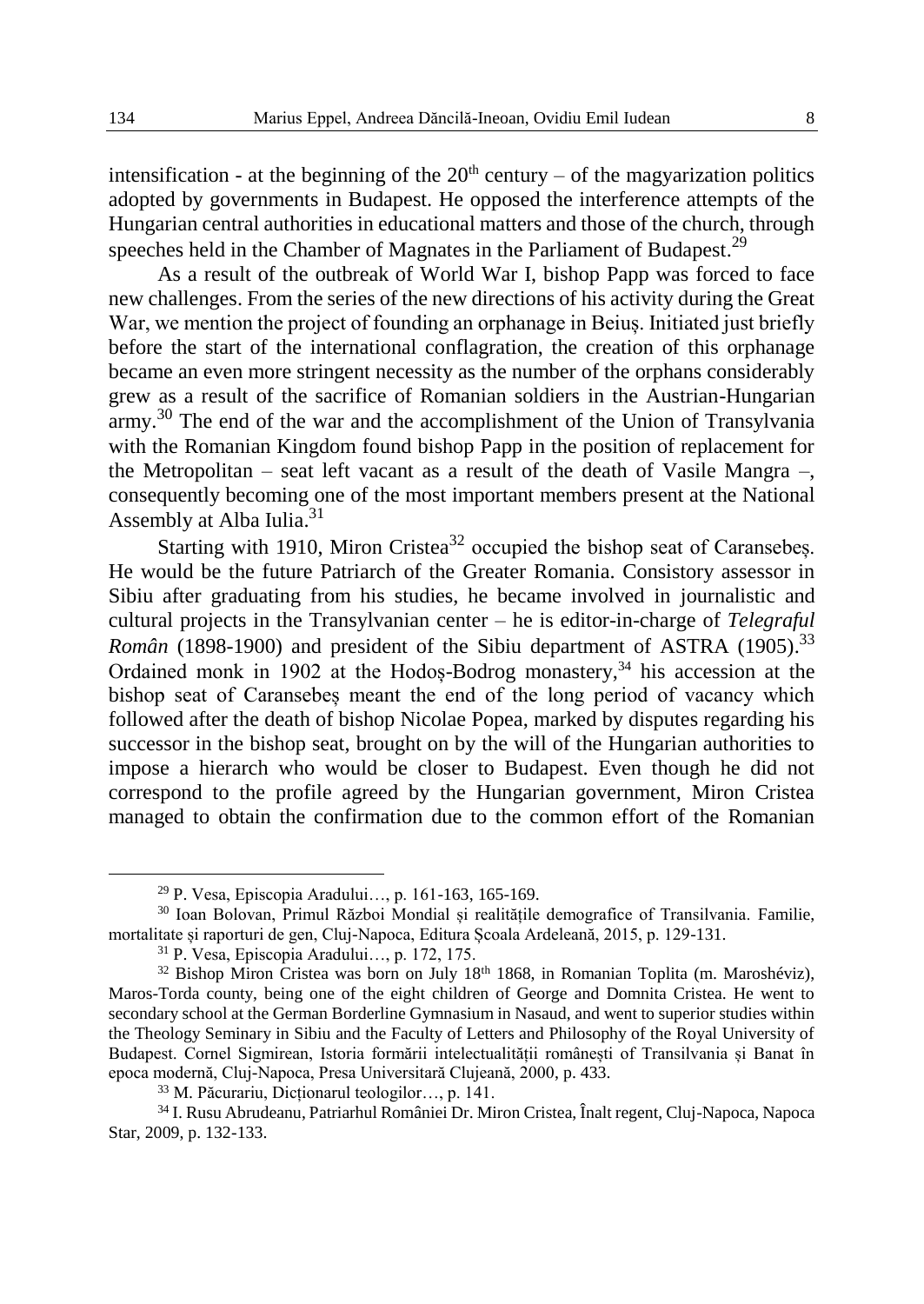intensification - at the beginning of the 20th century – of the magyarization politics adopted by governments in Budapest. He opposed the interference attempts of the Hungarian central authorities in educational matters and those of the church, through speeches held in the Chamber of Magnates in the Parliament of Budapest.[29]

As a result of the outbreak of World War I, bishop Papp was forced to face new challenges. From the series of the new directions of his activity during the Great War, we mention the project of founding an orphanage in Beiuș. Initiated just briefly before the start of the international conflagration, the creation of this orphanage became an even more stringent necessity as the number of the orphans considerably grew as a result of the sacrifice of Romanian soldiers in the Austrian-Hungarian army.[30] The end of the war and the accomplishment of the Union of Transylvania with the Romanian Kingdom found bishop Papp in the position of replacement for the Metropolitan – seat left vacant as a result of the death of Vasile Mangra –, consequently becoming one of the most important members present at the National Assembly at Alba Iulia.[31]

Starting with 1910, Miron Cristea[32] occupied the bishop seat of Caransebeș. He would be the future Patriarch of the Greater Romania. Consistory assessor in Sibiu after graduating from his studies, he became involved in journalistic and cultural projects in the Transylvanian center – he is editor-in-charge of *Telegraful Român* (1898-1900) and president of the Sibiu department of ASTRA (1905).[33] Ordained monk in 1902 at the Hodoș-Bodrog monastery,[34] his accession at the bishop seat of Caransebeș meant the end of the long period of vacancy which followed after the death of bishop Nicolae Popea, marked by disputes regarding his successor in the bishop seat, brought on by the will of the Hungarian authorities to impose a hierarch who would be closer to Budapest. Even though he did not correspond to the profile agreed by the Hungarian government, Miron Cristea managed to obtain the confirmation due to the common effort of the Romanian

---

[29] P. Vesa, Episcopia Aradului…, p. 161-163, 165-169.

[30] Ioan Bolovan, Primul Război Mondial și realitățile demografice of Transilvania. Familie, mortalitate și raporturi de gen, Cluj-Napoca, Editura Școala Ardeleană, 2015, p. 129-131.

[31] P. Vesa, Episcopia Aradului…, p. 172, 175.

[32] Bishop Miron Cristea was born on July 18th 1868, in Romanian Toplita (m. Maroshévíz), Maros-Torda county, being one of the eight children of George and Domnita Cristea. He went to secondary school at the German Borderline Gymnasium in Nasaud, and went to superior studies within the Theology Seminary in Sibiu and the Faculty of Letters and Philosophy of the Royal University of Budapest. Cornel Sigmirean, Istoria formării intelectualității românești of Transilvania și Banat în epoca modernă, Cluj-Napoca, Presa Universitară Clujeană, 2000, p. 433.

[33] M. Păcurariu, Dicționarul teologilor…, p. 141.

[34] I. Rusu Abrudeanu, Patriarhul României Dr. Miron Cristea, Înalt regent, Cluj-Napoca, Napoca Star, 2009, p. 132-133.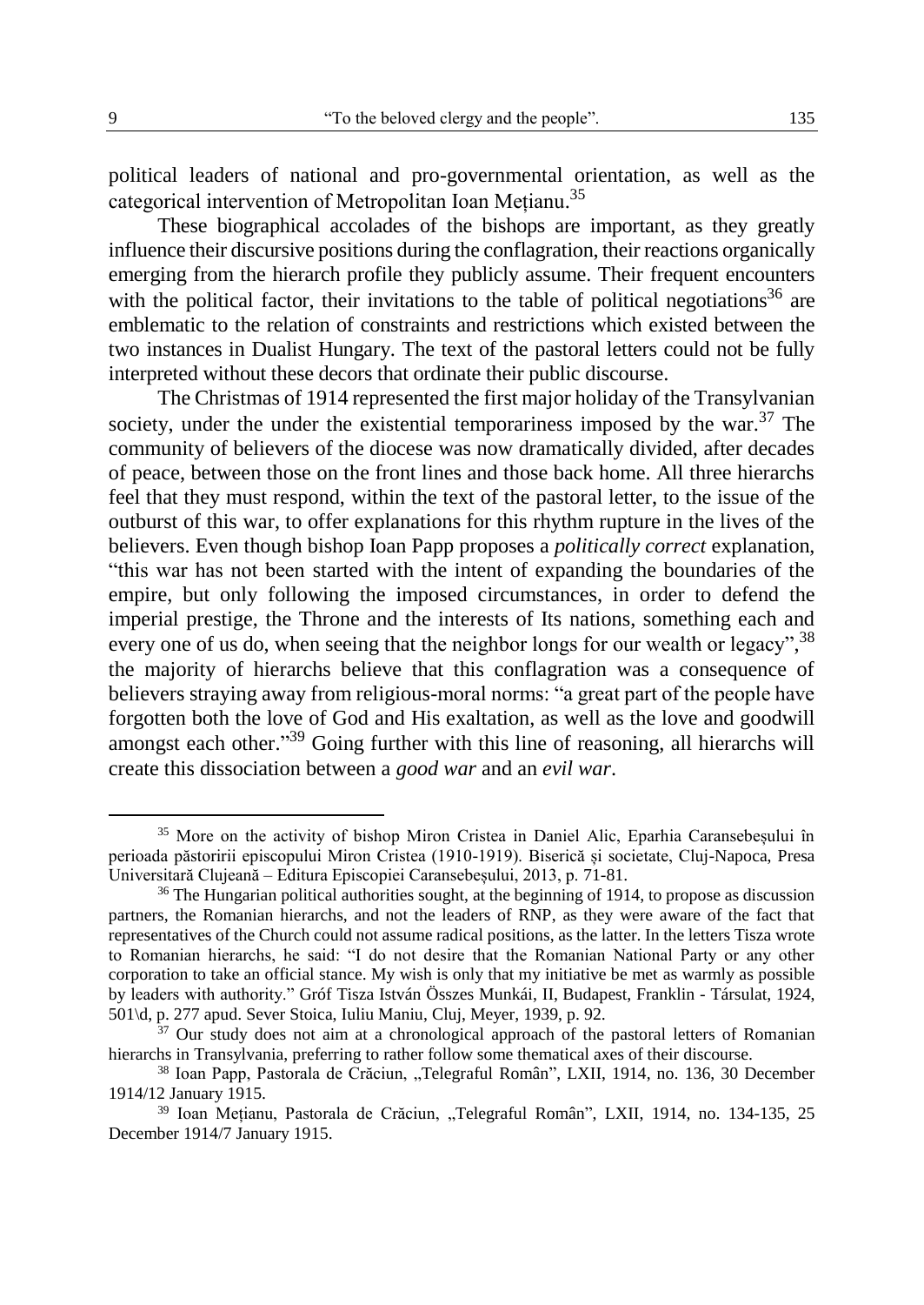political leaders of national and pro-governmental orientation, as well as the categorical intervention of Metropolitan Ioan Mețianu.[35]

These biographical accolades of the bishops are important, as they greatly influence their discursive positions during the conflagration, their reactions organically emerging from the hierarch profile they publicly assume. Their frequent encounters with the political factor, their invitations to the table of political negotiations[36] are emblematic to the relation of constraints and restrictions which existed between the two instances in Dualist Hungary. The text of the pastoral letters could not be fully interpreted without these decors that ordinate their public discourse.

The Christmas of 1914 represented the first major holiday of the Transylvanian society, under the under the existential temporariness imposed by the war.[37] The community of believers of the diocese was now dramatically divided, after decades of peace, between those on the front lines and those back home. All three hierarchs feel that they must respond, within the text of the pastoral letter, to the issue of the outburst of this war, to offer explanations for this rhythm rupture in the lives of the believers. Even though bishop Ioan Papp proposes a *politically correct* explanation, "this war has not been started with the intent of expanding the boundaries of the empire, but only following the imposed circumstances, in order to defend the imperial prestige, the Throne and the interests of Its nations, something each and every one of us do, when seeing that the neighbor longs for our wealth or legacy",[38] the majority of hierarchs believe that this conflagration was a consequence of believers straying away from religious-moral norms: "a great part of the people have forgotten both the love of God and His exaltation, as well as the love and goodwill amongst each other."[39] Going further with this line of reasoning, all hierarchs will create this dissociation between a *good war* and an *evil war*.

---

[35] More on the activity of bishop Miron Cristea in Daniel Alic, Eparhia Caransebeșului în perioada păstoririi episcopului Miron Cristea (1910-1919). Biserică și societate, Cluj-Napoca, Presa Universitară Clujeană – Editura Episcopiei Caransebeșului, 2013, p. 71-81.

[36] The Hungarian political authorities sought, at the beginning of 1914, to propose as discussion partners, the Romanian hierarchs, and not the leaders of RNP, as they were aware of the fact that representatives of the Church could not assume radical positions, as the latter. In the letters Tisza wrote to Romanian hierarchs, he said: "I do not desire that the Romanian National Party or any other corporation to take an official stance. My wish is only that my initiative be met as warmly as possible by leaders with authority." Gróf Tisza István Összes Munkái, II, Budapest, Franklin - Társulat, 1924, 501\d, p. 277 apud. Sever Stoica, Iuliu Maniu, Cluj, Meyer, 1939, p. 92.

[37] Our study does not aim at a chronological approach of the pastoral letters of Romanian hierarchs in Transylvania, preferring to rather follow some thematical axes of their discourse.

[38] Ioan Papp, Pastorala de Crăciun, „Telegraful Român", LXII, 1914, no. 136, 30 December 1914/12 January 1915.

[39] Ioan Mețianu, Pastorala de Crăciun, „Telegraful Român", LXII, 1914, no. 134-135, 25 December 1914/7 January 1915.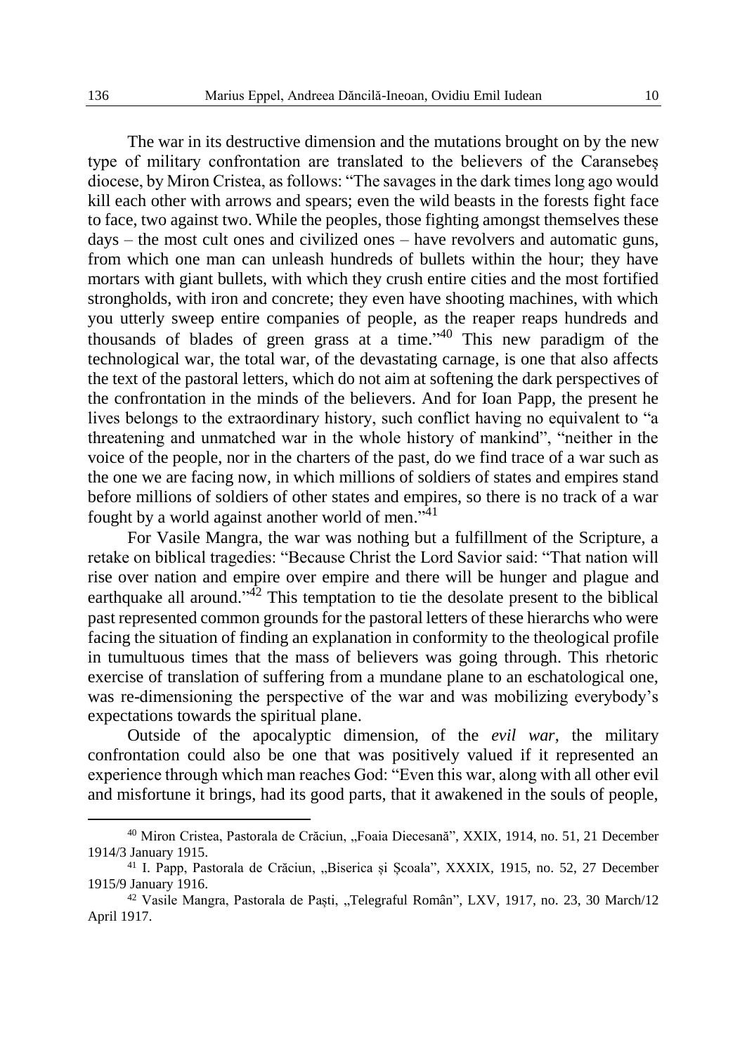The war in its destructive dimension and the mutations brought on by the new type of military confrontation are translated to the believers of the Caransebeș diocese, by Miron Cristea, as follows: "The savages in the dark times long ago would kill each other with arrows and spears; even the wild beasts in the forests fight face to face, two against two. While the peoples, those fighting amongst themselves these days – the most cult ones and civilized ones – have revolvers and automatic guns, from which one man can unleash hundreds of bullets within the hour; they have mortars with giant bullets, with which they crush entire cities and the most fortified strongholds, with iron and concrete; they even have shooting machines, with which you utterly sweep entire companies of people, as the reaper reaps hundreds and thousands of blades of green grass at a time."[40] This new paradigm of the technological war, the total war, of the devastating carnage, is one that also affects the text of the pastoral letters, which do not aim at softening the dark perspectives of the confrontation in the minds of the believers. And for Ioan Papp, the present he lives belongs to the extraordinary history, such conflict having no equivalent to "a threatening and unmatched war in the whole history of mankind", "neither in the voice of the people, nor in the charters of the past, do we find trace of a war such as the one we are facing now, in which millions of soldiers of states and empires stand before millions of soldiers of other states and empires, so there is no track of a war fought by a world against another world of men."[41]

For Vasile Mangra, the war was nothing but a fulfillment of the Scripture, a retake on biblical tragedies: "Because Christ the Lord Savior said: "That nation will rise over nation and empire over empire and there will be hunger and plague and earthquake all around."[42] This temptation to tie the desolate present to the biblical past represented common grounds for the pastoral letters of these hierarchs who were facing the situation of finding an explanation in conformity to the theological profile in tumultuous times that the mass of believers was going through. This rhetoric exercise of translation of suffering from a mundane plane to an eschatological one, was re-dimensioning the perspective of the war and was mobilizing everybody's expectations towards the spiritual plane.

Outside of the apocalyptic dimension, of the *evil war*, the military confrontation could also be one that was positively valued if it represented an experience through which man reaches God: "Even this war, along with all other evil and misfortune it brings, had its good parts, that it awakened in the souls of people,

---

[40] Miron Cristea, Pastorala de Crăciun, „Foaia Diecesană", XXIX, 1914, no. 51, 21 December 1914/3 January 1915.

[41] I. Papp, Pastorala de Crăciun, „Biserica și Școala", XXXIX, 1915, no. 52, 27 December 1915/9 January 1916.

[42] Vasile Mangra, Pastorala de Paști, „Telegraful Român", LXV, 1917, no. 23, 30 March/12 April 1917.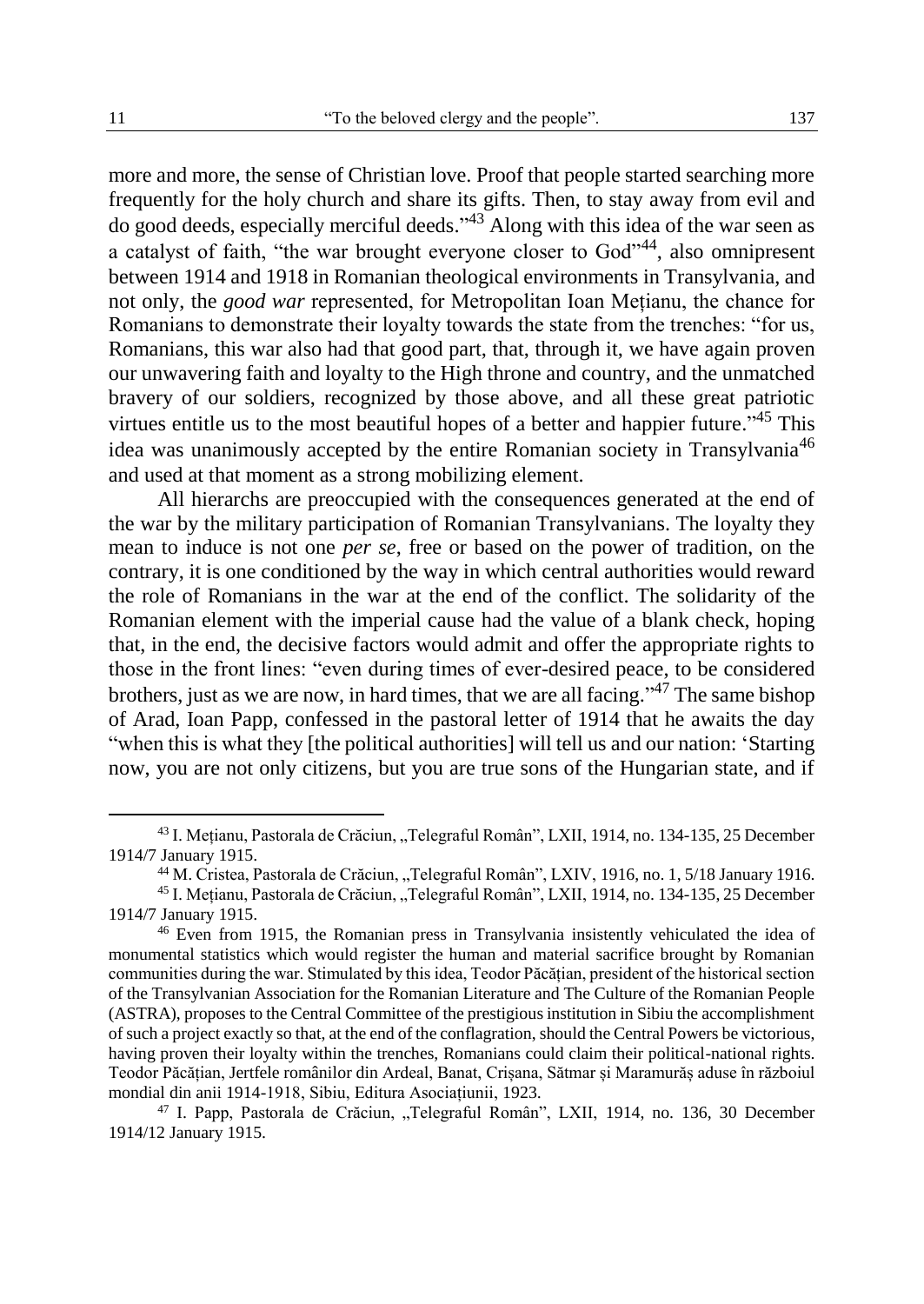more and more, the sense of Christian love. Proof that people started searching more frequently for the holy church and share its gifts. Then, to stay away from evil and do good deeds, especially merciful deeds."[43] Along with this idea of the war seen as a catalyst of faith, "the war brought everyone closer to God"[44], also omnipresent between 1914 and 1918 in Romanian theological environments in Transylvania, and not only, the *good war* represented, for Metropolitan Ioan Mețianu, the chance for Romanians to demonstrate their loyalty towards the state from the trenches: "for us, Romanians, this war also had that good part, that, through it, we have again proven our unwavering faith and loyalty to the High throne and country, and the unmatched bravery of our soldiers, recognized by those above, and all these great patriotic virtues entitle us to the most beautiful hopes of a better and happier future."[45] This idea was unanimously accepted by the entire Romanian society in Transylvania[46] and used at that moment as a strong mobilizing element.

All hierarchs are preoccupied with the consequences generated at the end of the war by the military participation of Romanian Transylvanians. The loyalty they mean to induce is not one *per se*, free or based on the power of tradition, on the contrary, it is one conditioned by the way in which central authorities would reward the role of Romanians in the war at the end of the conflict. The solidarity of the Romanian element with the imperial cause had the value of a blank check, hoping that, in the end, the decisive factors would admit and offer the appropriate rights to those in the front lines: "even during times of ever-desired peace, to be considered brothers, just as we are now, in hard times, that we are all facing."[47] The same bishop of Arad, Ioan Papp, confessed in the pastoral letter of 1914 that he awaits the day "when this is what they [the political authorities] will tell us and our nation: 'Starting now, you are not only citizens, but you are true sons of the Hungarian state, and if

---

[43] I. Mețianu, Pastorala de Crăciun, „Telegraful Român", LXII, 1914, no. 134-135, 25 December 1914/7 January 1915.

[44] M. Cristea, Pastorala de Crăciun, „Telegraful Român", LXIV, 1916, no. 1, 5/18 January 1916.

[45] I. Mețianu, Pastorala de Crăciun, „Telegraful Român", LXII, 1914, no. 134-135, 25 December 1914/7 January 1915.

[46] Even from 1915, the Romanian press in Transylvania insistently vehiculated the idea of monumental statistics which would register the human and material sacrifice brought by Romanian communities during the war. Stimulated by this idea, Teodor Păcățian, president of the historical section of the Transylvanian Association for the Romanian Literature and The Culture of the Romanian People (ASTRA), proposes to the Central Committee of the prestigious institution in Sibiu the accomplishment of such a project exactly so that, at the end of the conflagration, should the Central Powers be victorious, having proven their loyalty within the trenches, Romanians could claim their political-national rights. Teodor Păcățian, Jertfele românilor din Ardeal, Banat, Crișana, Sătmar și Maramurăș aduse în războiul mondial din anii 1914-1918, Sibiu, Editura Asociațiunii, 1923.

[47] I. Papp, Pastorala de Crăciun, „Telegraful Român", LXII, 1914, no. 136, 30 December 1914/12 January 1915.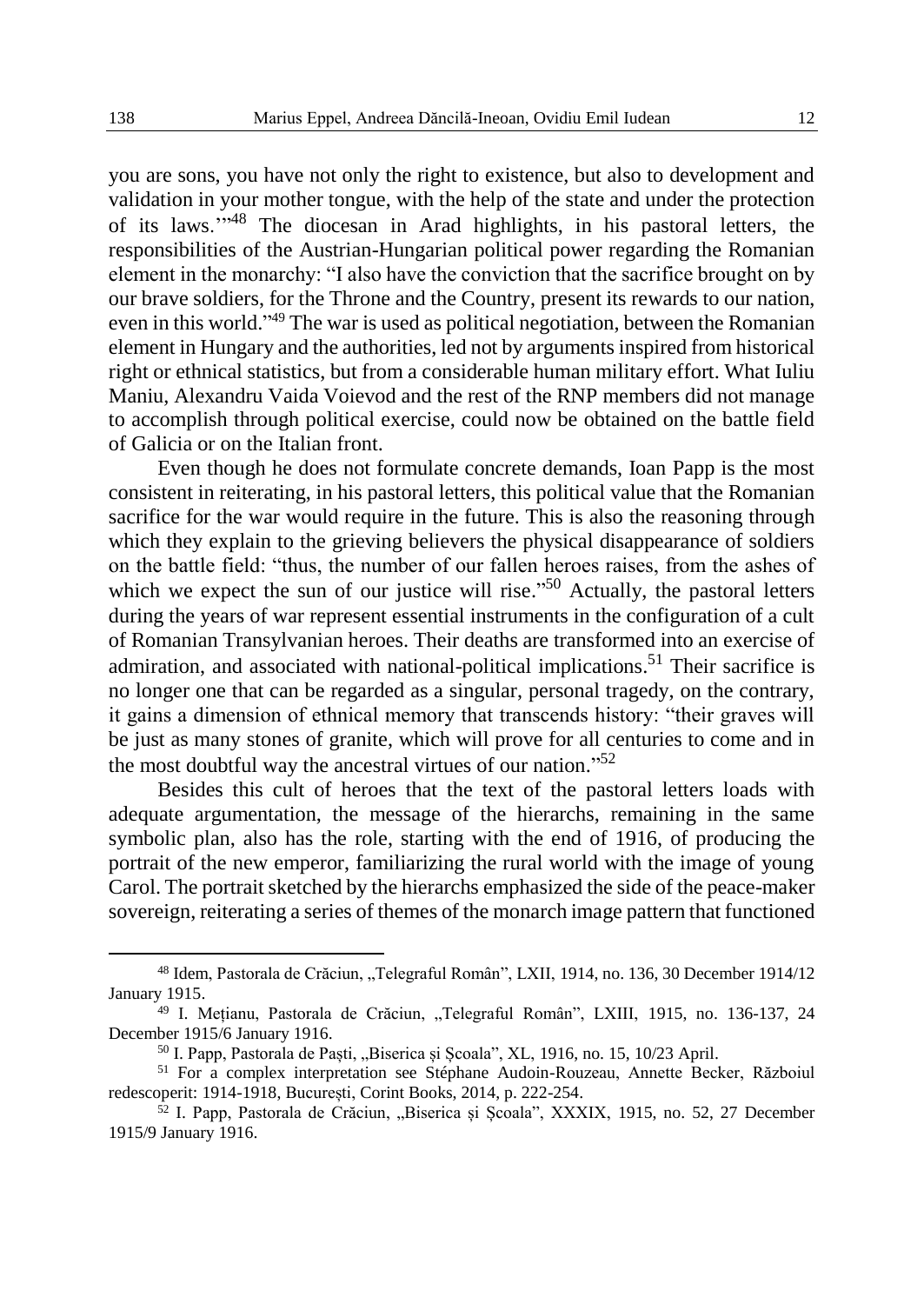you are sons, you have not only the right to existence, but also to development and validation in your mother tongue, with the help of the state and under the protection of its laws.'"[48] The diocesan in Arad highlights, in his pastoral letters, the responsibilities of the Austrian-Hungarian political power regarding the Romanian element in the monarchy: "I also have the conviction that the sacrifice brought on by our brave soldiers, for the Throne and the Country, present its rewards to our nation, even in this world."[49] The war is used as political negotiation, between the Romanian element in Hungary and the authorities, led not by arguments inspired from historical right or ethnical statistics, but from a considerable human military effort. What Iuliu Maniu, Alexandru Vaida Voievod and the rest of the RNP members did not manage to accomplish through political exercise, could now be obtained on the battle field of Galicia or on the Italian front.

Even though he does not formulate concrete demands, Ioan Papp is the most consistent in reiterating, in his pastoral letters, this political value that the Romanian sacrifice for the war would require in the future. This is also the reasoning through which they explain to the grieving believers the physical disappearance of soldiers on the battle field: "thus, the number of our fallen heroes raises, from the ashes of which we expect the sun of our justice will rise."[50] Actually, the pastoral letters during the years of war represent essential instruments in the configuration of a cult of Romanian Transylvanian heroes. Their deaths are transformed into an exercise of admiration, and associated with national-political implications.[51] Their sacrifice is no longer one that can be regarded as a singular, personal tragedy, on the contrary, it gains a dimension of ethnical memory that transcends history: "their graves will be just as many stones of granite, which will prove for all centuries to come and in the most doubtful way the ancestral virtues of our nation."[52]

Besides this cult of heroes that the text of the pastoral letters loads with adequate argumentation, the message of the hierarchs, remaining in the same symbolic plan, also has the role, starting with the end of 1916, of producing the portrait of the new emperor, familiarizing the rural world with the image of young Carol. The portrait sketched by the hierarchs emphasized the side of the peace-maker sovereign, reiterating a series of themes of the monarch image pattern that functioned

---

[48] Idem, Pastorala de Crăciun, „Telegraful Român", LXII, 1914, no. 136, 30 December 1914/12 January 1915.

[49] I. Mețianu, Pastorala de Crăciun, „Telegraful Român", LXIII, 1915, no. 136-137, 24 December 1915/6 January 1916.

[50] I. Papp, Pastorala de Paști, „Biserica și Școala", XL, 1916, no. 15, 10/23 April.

[51] For a complex interpretation see Stéphane Audoin-Rouzeau, Annette Becker, Războiul redescoperit: 1914-1918, București, Corint Books, 2014, p. 222-254.

[52] I. Papp, Pastorala de Crăciun, „Biserica și Școala", XXXIX, 1915, no. 52, 27 December 1915/9 January 1916.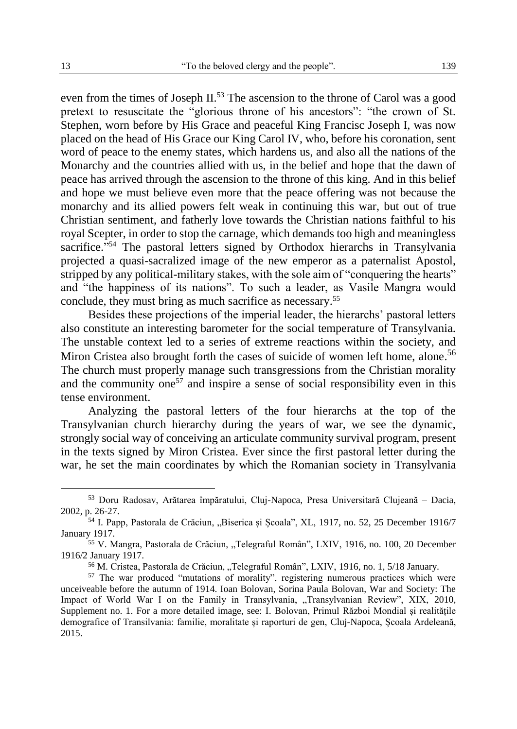even from the times of Joseph II.[53] The ascension to the throne of Carol was a good pretext to resuscitate the "glorious throne of his ancestors": "the crown of St. Stephen, worn before by His Grace and peaceful King Francisc Joseph I, was now placed on the head of His Grace our King Carol IV, who, before his coronation, sent word of peace to the enemy states, which hardens us, and also all the nations of the Monarchy and the countries allied with us, in the belief and hope that the dawn of peace has arrived through the ascension to the throne of this king. And in this belief and hope we must believe even more that the peace offering was not because the monarchy and its allied powers felt weak in continuing this war, but out of true Christian sentiment, and fatherly love towards the Christian nations faithful to his royal Scepter, in order to stop the carnage, which demands too high and meaningless sacrifice."[54] The pastoral letters signed by Orthodox hierarchs in Transylvania projected a quasi-sacralized image of the new emperor as a paternalist Apostol, stripped by any political-military stakes, with the sole aim of "conquering the hearts" and "the happiness of its nations". To such a leader, as Vasile Mangra would conclude, they must bring as much sacrifice as necessary.[55]

Besides these projections of the imperial leader, the hierarchs' pastoral letters also constitute an interesting barometer for the social temperature of Transylvania. The unstable context led to a series of extreme reactions within the society, and Miron Cristea also brought forth the cases of suicide of women left home, alone.[56] The church must properly manage such transgressions from the Christian morality and the community one[57] and inspire a sense of social responsibility even in this tense environment.

Analyzing the pastoral letters of the four hierarchs at the top of the Transylvanian church hierarchy during the years of war, we see the dynamic, strongly social way of conceiving an articulate community survival program, present in the texts signed by Miron Cristea. Ever since the first pastoral letter during the war, he set the main coordinates by which the Romanian society in Transylvania

---

[53] Doru Radosav, Arătarea împăratului, Cluj-Napoca, Presa Universitară Clujeană – Dacia, 2002, p. 26-27.

[54] I. Papp, Pastorala de Crăciun, „Biserica și Școala", XL, 1917, no. 52, 25 December 1916/7 January 1917.

[55] V. Mangra, Pastorala de Crăciun, „Telegraful Român", LXIV, 1916, no. 100, 20 December 1916/2 January 1917.

[56] M. Cristea, Pastorala de Crăciun, „Telegraful Român", LXIV, 1916, no. 1, 5/18 January.

[57] The war produced "mutations of morality", registering numerous practices which were unceiveable before the autumn of 1914. Ioan Bolovan, Sorina Paula Bolovan, War and Society: The Impact of World War I on the Family in Transylvania, „Transylvanian Review", XIX, 2010, Supplement no. 1. For a more detailed image, see: I. Bolovan, Primul Război Mondial și realitățile demografice of Transilvania: familie, moralitate și raporturi de gen, Cluj-Napoca, Școala Ardeleană, 2015.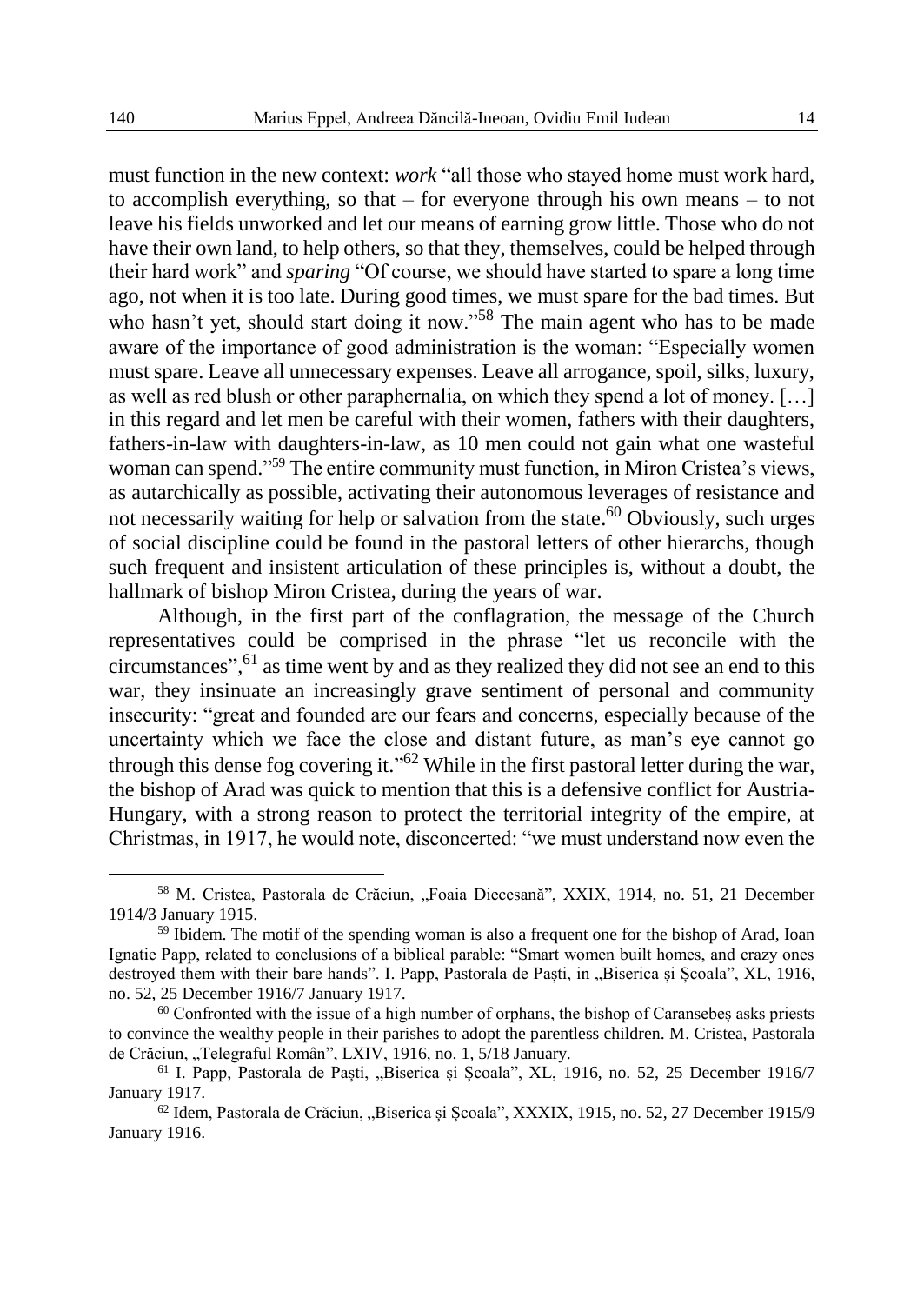must function in the new context: *work* "all those who stayed home must work hard, to accomplish everything, so that – for everyone through his own means – to not leave his fields unworked and let our means of earning grow little. Those who do not have their own land, to help others, so that they, themselves, could be helped through their hard work" and *sparing* "Of course, we should have started to spare a long time ago, not when it is too late. During good times, we must spare for the bad times. But who hasn't yet, should start doing it now."[58] The main agent who has to be made aware of the importance of good administration is the woman: "Especially women must spare. Leave all unnecessary expenses. Leave all arrogance, spoil, silks, luxury, as well as red blush or other paraphernalia, on which they spend a lot of money. […] in this regard and let men be careful with their women, fathers with their daughters, fathers-in-law with daughters-in-law, as 10 men could not gain what one wasteful woman can spend."[59] The entire community must function, in Miron Cristea's views, as autarchically as possible, activating their autonomous leverages of resistance and not necessarily waiting for help or salvation from the state.[60] Obviously, such urges of social discipline could be found in the pastoral letters of other hierarchs, though such frequent and insistent articulation of these principles is, without a doubt, the hallmark of bishop Miron Cristea, during the years of war.

Although, in the first part of the conflagration, the message of the Church representatives could be comprised in the phrase "let us reconcile with the circumstances",[61] as time went by and as they realized they did not see an end to this war, they insinuate an increasingly grave sentiment of personal and community insecurity: "great and founded are our fears and concerns, especially because of the uncertainty which we face the close and distant future, as man's eye cannot go through this dense fog covering it."[62] While in the first pastoral letter during the war, the bishop of Arad was quick to mention that this is a defensive conflict for Austria-Hungary, with a strong reason to protect the territorial integrity of the empire, at Christmas, in 1917, he would note, disconcerted: "we must understand now even the

---

[58] M. Cristea, Pastorala de Crăciun, „Foaia Diecesană", XXIX, 1914, no. 51, 21 December 1914/3 January 1915.

[59] Ibidem. The motif of the spending woman is also a frequent one for the bishop of Arad, Ioan Ignatie Papp, related to conclusions of a biblical parable: "Smart women built homes, and crazy ones destroyed them with their bare hands". I. Papp, Pastorala de Paști, in „Biserica și Școala", XL, 1916, no. 52, 25 December 1916/7 January 1917.

[60] Confronted with the issue of a high number of orphans, the bishop of Caransebeș asks priests to convince the wealthy people in their parishes to adopt the parentless children. M. Cristea, Pastorala de Crăciun, „Telegraful Român", LXIV, 1916, no. 1, 5/18 January.

[61] I. Papp, Pastorala de Paști, „Biserica și Școala", XL, 1916, no. 52, 25 December 1916/7 January 1917.

[62] Idem, Pastorala de Crăciun, „Biserica și Școala", XXXIX, 1915, no. 52, 27 December 1915/9 January 1916.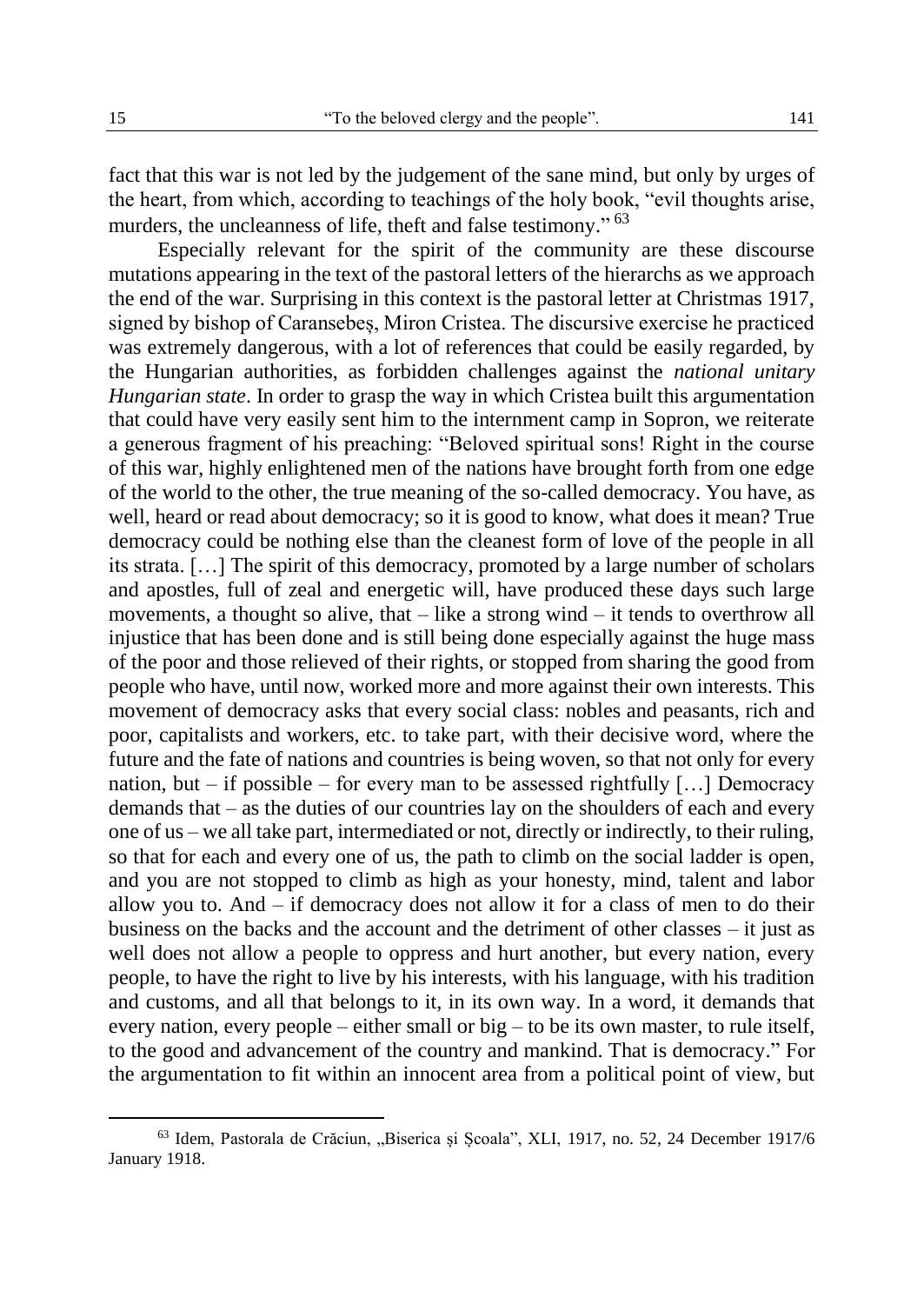fact that this war is not led by the judgement of the sane mind, but only by urges of the heart, from which, according to teachings of the holy book, "evil thoughts arise, murders, the uncleanness of life, theft and false testimony." [63]

Especially relevant for the spirit of the community are these discourse mutations appearing in the text of the pastoral letters of the hierarchs as we approach the end of the war. Surprising in this context is the pastoral letter at Christmas 1917, signed by bishop of Caransebeș, Miron Cristea. The discursive exercise he practiced was extremely dangerous, with a lot of references that could be easily regarded, by the Hungarian authorities, as forbidden challenges against the *national unitary Hungarian state*. In order to grasp the way in which Cristea built this argumentation that could have very easily sent him to the internment camp in Sopron, we reiterate a generous fragment of his preaching: "Beloved spiritual sons! Right in the course of this war, highly enlightened men of the nations have brought forth from one edge of the world to the other, the true meaning of the so-called democracy. You have, as well, heard or read about democracy; so it is good to know, what does it mean? True democracy could be nothing else than the cleanest form of love of the people in all its strata. […] The spirit of this democracy, promoted by a large number of scholars and apostles, full of zeal and energetic will, have produced these days such large movements, a thought so alive, that – like a strong wind – it tends to overthrow all injustice that has been done and is still being done especially against the huge mass of the poor and those relieved of their rights, or stopped from sharing the good from people who have, until now, worked more and more against their own interests. This movement of democracy asks that every social class: nobles and peasants, rich and poor, capitalists and workers, etc. to take part, with their decisive word, where the future and the fate of nations and countries is being woven, so that not only for every nation, but – if possible – for every man to be assessed rightfully […] Democracy demands that – as the duties of our countries lay on the shoulders of each and every one of us – we all take part, intermediated or not, directly or indirectly, to their ruling, so that for each and every one of us, the path to climb on the social ladder is open, and you are not stopped to climb as high as your honesty, mind, talent and labor allow you to. And – if democracy does not allow it for a class of men to do their business on the backs and the account and the detriment of other classes – it just as well does not allow a people to oppress and hurt another, but every nation, every people, to have the right to live by his interests, with his language, with his tradition and customs, and all that belongs to it, in its own way. In a word, it demands that every nation, every people – either small or big – to be its own master, to rule itself, to the good and advancement of the country and mankind. That is democracy." For the argumentation to fit within an innocent area from a political point of view, but

---

[63] Idem, Pastorala de Crăciun, „Biserica și Școala", XLI, 1917, no. 52, 24 December 1917/6 January 1918.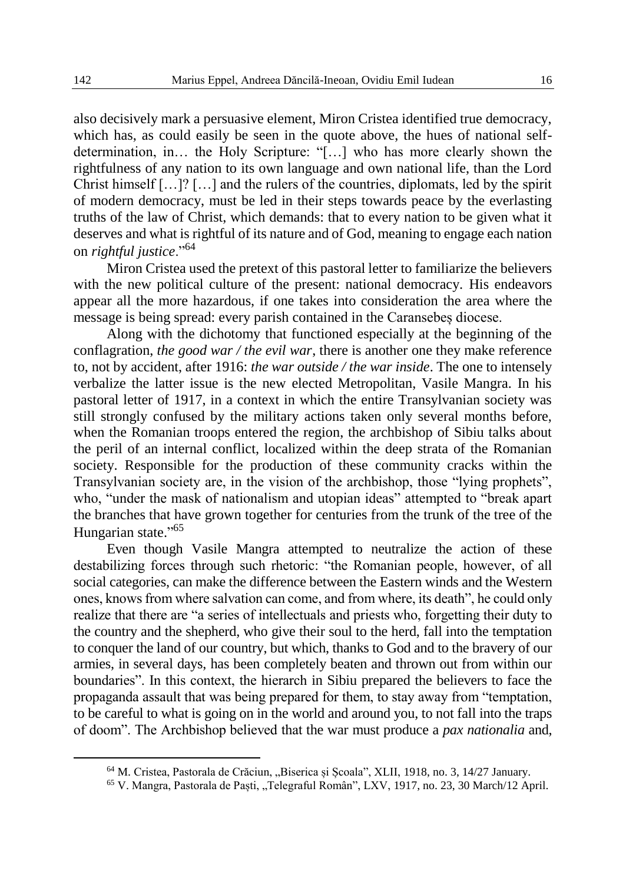also decisively mark a persuasive element, Miron Cristea identified true democracy, which has, as could easily be seen in the quote above, the hues of national self-determination, in… the Holy Scripture: "[…] who has more clearly shown the rightfulness of any nation to its own language and own national life, than the Lord Christ himself […]? […] and the rulers of the countries, diplomats, led by the spirit of modern democracy, must be led in their steps towards peace by the everlasting truths of the law of Christ, which demands: that to every nation to be given what it deserves and what is rightful of its nature and of God, meaning to engage each nation on *rightful justice*."[64]

Miron Cristea used the pretext of this pastoral letter to familiarize the believers with the new political culture of the present: national democracy. His endeavors appear all the more hazardous, if one takes into consideration the area where the message is being spread: every parish contained in the Caransebeș diocese.

Along with the dichotomy that functioned especially at the beginning of the conflagration, *the good war / the evil war*, there is another one they make reference to, not by accident, after 1916: *the war outside / the war inside*. The one to intensely verbalize the latter issue is the new elected Metropolitan, Vasile Mangra. In his pastoral letter of 1917, in a context in which the entire Transylvanian society was still strongly confused by the military actions taken only several months before, when the Romanian troops entered the region, the archbishop of Sibiu talks about the peril of an internal conflict, localized within the deep strata of the Romanian society. Responsible for the production of these community cracks within the Transylvanian society are, in the vision of the archbishop, those "lying prophets", who, "under the mask of nationalism and utopian ideas" attempted to "break apart the branches that have grown together for centuries from the trunk of the tree of the Hungarian state."[65]

Even though Vasile Mangra attempted to neutralize the action of these destabilizing forces through such rhetoric: "the Romanian people, however, of all social categories, can make the difference between the Eastern winds and the Western ones, knows from where salvation can come, and from where, its death", he could only realize that there are "a series of intellectuals and priests who, forgetting their duty to the country and the shepherd, who give their soul to the herd, fall into the temptation to conquer the land of our country, but which, thanks to God and to the bravery of our armies, in several days, has been completely beaten and thrown out from within our boundaries". In this context, the hierarch in Sibiu prepared the believers to face the propaganda assault that was being prepared for them, to stay away from "temptation, to be careful to what is going on in the world and around you, to not fall into the traps of doom". The Archbishop believed that the war must produce a *pax nationalia* and,

---

[64] M. Cristea, Pastorala de Crăciun, „Biserica și Școala", XLII, 1918, no. 3, 14/27 January.

[65] V. Mangra, Pastorala de Paști, „Telegraful Român", LXV, 1917, no. 23, 30 March/12 April.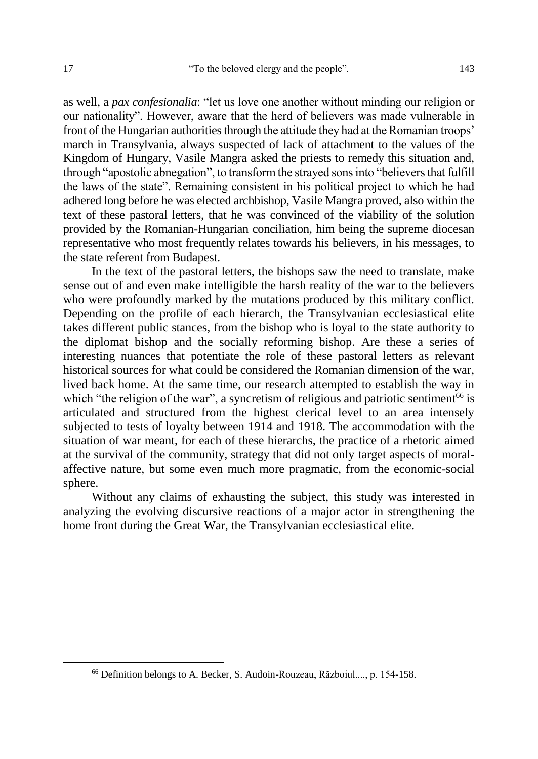as well, a *pax confesionalia*: "let us love one another without minding our religion or our nationality". However, aware that the herd of believers was made vulnerable in front of the Hungarian authorities through the attitude they had at the Romanian troops' march in Transylvania, always suspected of lack of attachment to the values of the Kingdom of Hungary, Vasile Mangra asked the priests to remedy this situation and, through "apostolic abnegation", to transform the strayed sons into "believers that fulfill the laws of the state". Remaining consistent in his political project to which he had adhered long before he was elected archbishop, Vasile Mangra proved, also within the text of these pastoral letters, that he was convinced of the viability of the solution provided by the Romanian-Hungarian conciliation, him being the supreme diocesan representative who most frequently relates towards his believers, in his messages, to the state referent from Budapest.

In the text of the pastoral letters, the bishops saw the need to translate, make sense out of and even make intelligible the harsh reality of the war to the believers who were profoundly marked by the mutations produced by this military conflict. Depending on the profile of each hierarch, the Transylvanian ecclesiastical elite takes different public stances, from the bishop who is loyal to the state authority to the diplomat bishop and the socially reforming bishop. Are these a series of interesting nuances that potentiate the role of these pastoral letters as relevant historical sources for what could be considered the Romanian dimension of the war, lived back home. At the same time, our research attempted to establish the way in which "the religion of the war", a syncretism of religious and patriotic sentiment[66] is articulated and structured from the highest clerical level to an area intensely subjected to tests of loyalty between 1914 and 1918. The accommodation with the situation of war meant, for each of these hierarchs, the practice of a rhetoric aimed at the survival of the community, strategy that did not only target aspects of moral-affective nature, but some even much more pragmatic, from the economic-social sphere.

Without any claims of exhausting the subject, this study was interested in analyzing the evolving discursive reactions of a major actor in strengthening the home front during the Great War, the Transylvanian ecclesiastical elite.

[66] Definition belongs to A. Becker, S. Audoin-Rouzeau, Războiul...., p. 154-158.